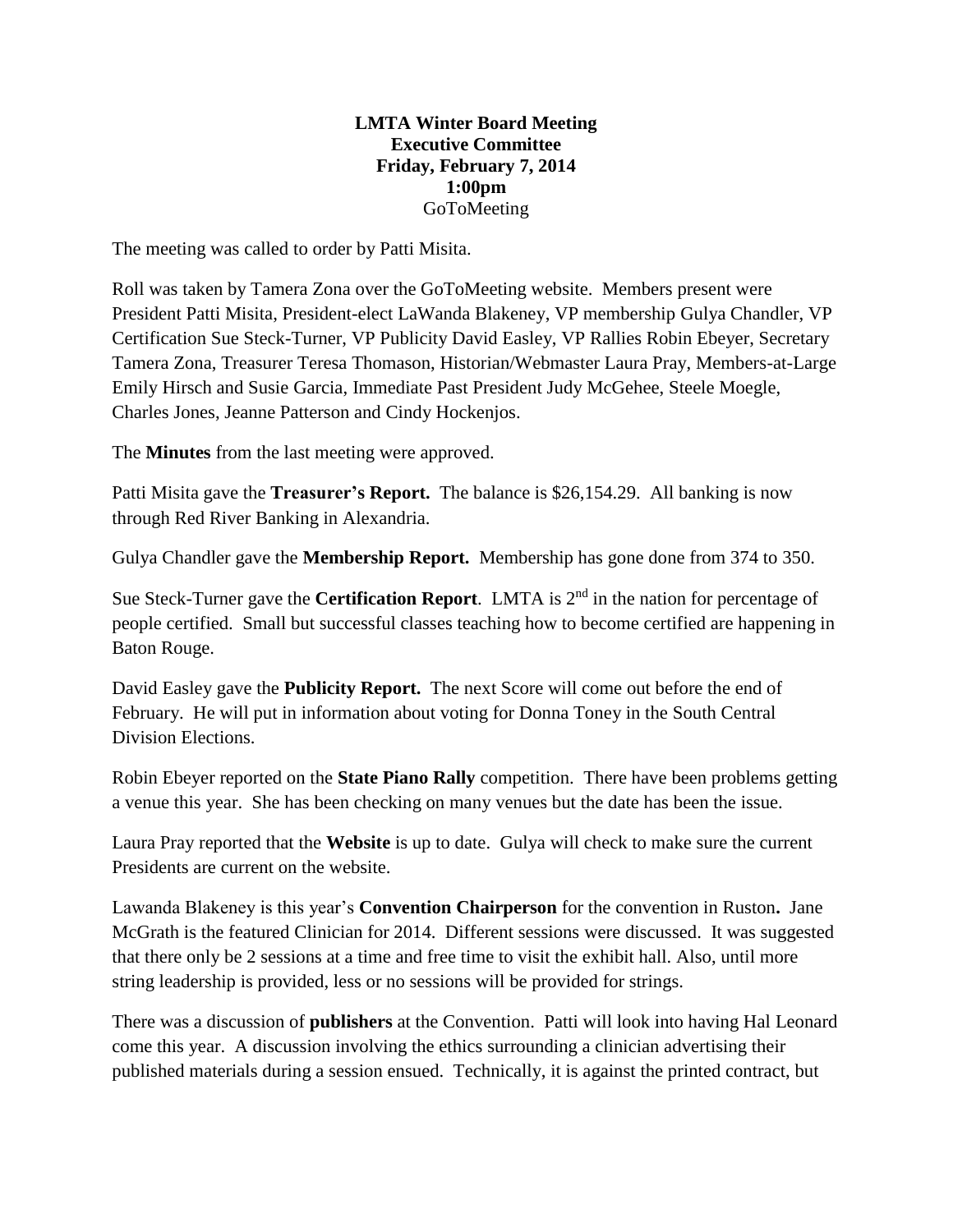**LMTA Winter Board Meeting**
**Executive Committee**
**Friday, February 7, 2014**
**1:00pm**
GoToMeeting

The meeting was called to order by Patti Misita.

Roll was taken by Tamera Zona over the GoToMeeting website. Members present were President Patti Misita, President-elect LaWanda Blakeney, VP membership Gulya Chandler, VP Certification Sue Steck-Turner, VP Publicity David Easley, VP Rallies Robin Ebeyer, Secretary Tamera Zona, Treasurer Teresa Thomason, Historian/Webmaster Laura Pray, Members-at-Large Emily Hirsch and Susie Garcia, Immediate Past President Judy McGehee, Steele Moegle, Charles Jones, Jeanne Patterson and Cindy Hockenjos.

The **Minutes** from the last meeting were approved.

Patti Misita gave the **Treasurer's Report.** The balance is $26,154.29. All banking is now through Red River Banking in Alexandria.

Gulya Chandler gave the **Membership Report.** Membership has gone done from 374 to 350.

Sue Steck-Turner gave the **Certification Report**. LMTA is 2nd in the nation for percentage of people certified. Small but successful classes teaching how to become certified are happening in Baton Rouge.

David Easley gave the **Publicity Report.** The next Score will come out before the end of February. He will put in information about voting for Donna Toney in the South Central Division Elections.

Robin Ebeyer reported on the **State Piano Rally** competition. There have been problems getting a venue this year. She has been checking on many venues but the date has been the issue.

Laura Pray reported that the **Website** is up to date. Gulya will check to make sure the current Presidents are current on the website.

Lawanda Blakeney is this year's **Convention Chairperson** for the convention in Ruston**.** Jane McGrath is the featured Clinician for 2014. Different sessions were discussed. It was suggested that there only be 2 sessions at a time and free time to visit the exhibit hall. Also, until more string leadership is provided, less or no sessions will be provided for strings.

There was a discussion of **publishers** at the Convention. Patti will look into having Hal Leonard come this year. A discussion involving the ethics surrounding a clinician advertising their published materials during a session ensued. Technically, it is against the printed contract, but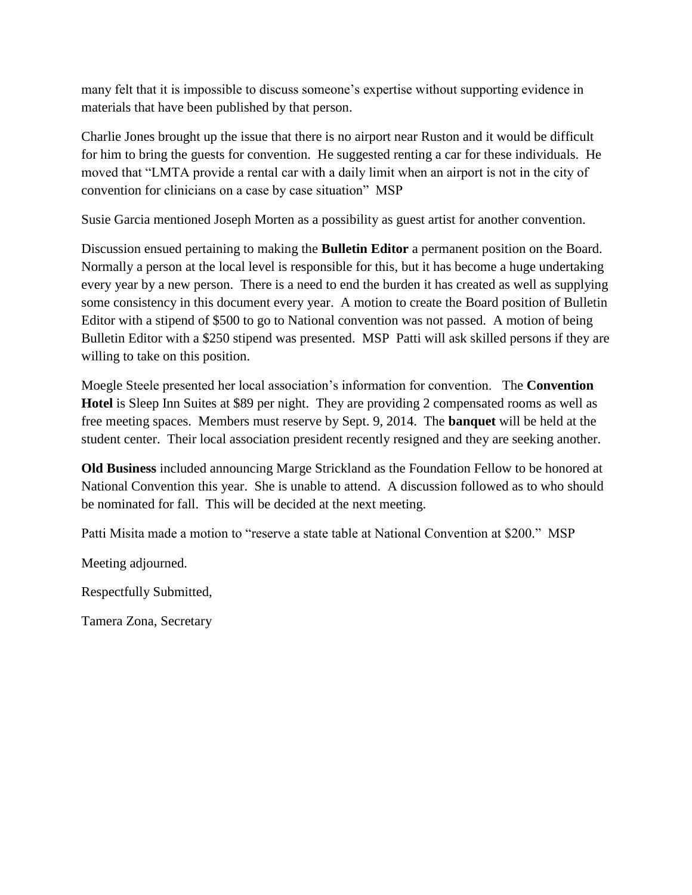many felt that it is impossible to discuss someone's expertise without supporting evidence in materials that have been published by that person.

Charlie Jones brought up the issue that there is no airport near Ruston and it would be difficult for him to bring the guests for convention. He suggested renting a car for these individuals. He moved that "LMTA provide a rental car with a daily limit when an airport is not in the city of convention for clinicians on a case by case situation" MSP

Susie Garcia mentioned Joseph Morten as a possibility as guest artist for another convention.

Discussion ensued pertaining to making the **Bulletin Editor** a permanent position on the Board. Normally a person at the local level is responsible for this, but it has become a huge undertaking every year by a new person. There is a need to end the burden it has created as well as supplying some consistency in this document every year. A motion to create the Board position of Bulletin Editor with a stipend of $500 to go to National convention was not passed. A motion of being Bulletin Editor with a $250 stipend was presented. MSP Patti will ask skilled persons if they are willing to take on this position.

Moegle Steele presented her local association's information for convention. The **Convention Hotel** is Sleep Inn Suites at $89 per night. They are providing 2 compensated rooms as well as free meeting spaces. Members must reserve by Sept. 9, 2014. The **banquet** will be held at the student center. Their local association president recently resigned and they are seeking another.

**Old Business** included announcing Marge Strickland as the Foundation Fellow to be honored at National Convention this year. She is unable to attend. A discussion followed as to who should be nominated for fall. This will be decided at the next meeting.

Patti Misita made a motion to "reserve a state table at National Convention at $200." MSP

Meeting adjourned.

Respectfully Submitted,

Tamera Zona, Secretary